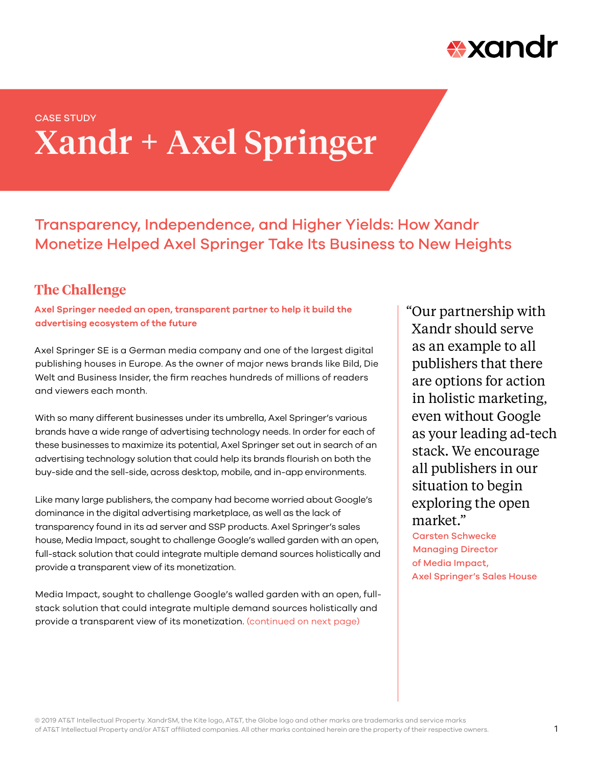CASE STUDY

# Xandr + Axel Springer

## Transparency, Independence, and Higher Yields: How Xandr Monetize Helped Axel Springer Take Its Business to New Heights

### The Challenge

**Axel Springer needed an open, transparent partner to help it build the advertising ecosystem of the future**

Axel Springer SE is a German media company and one of the largest digital publishing houses in Europe. As the owner of major news brands like Bild, Die Welt and Business Insider, the firm reaches hundreds of millions of readers and viewers each month.

With so many different businesses under its umbrella, Axel Springer's various brands have a wide range of advertising technology needs. In order for each of these businesses to maximize its potential, Axel Springer set out in search of an advertising technology solution that could help its brands flourish on both the buy-side and the sell-side, across desktop, mobile, and in-app environments.

Like many large publishers, the company had become worried about Google's dominance in the digital advertising marketplace, as well as the lack of transparency found in its ad server and SSP products. Axel Springer's sales house, Media Impact, sought to challenge Google's walled garden with an open, full-stack solution that could integrate multiple demand sources holistically and provide a transparent view of its monetization.

Media Impact, sought to challenge Google's walled garden with an open, full-stack solution that could integrate multiple demand sources holistically and provide a transparent view of its monetization. (continued on next page)

> "Our partnership with Xandr should serve as an example to all publishers that there are options for action in holistic marketing, even without Google as your leading ad-tech stack. We encourage all publishers in our situation to begin exploring the open market."
>
> Carsten Schwecke
> Managing Director of Media Impact,
> Axel Springer's Sales House

© 2019 AT&T Intellectual Property. XandrSM, the Kite logo, AT&T, the Globe logo and other marks are trademarks and service marks of AT&T Intellectual Property and/or AT&T affiliated companies. All other marks contained herein are the property of their respective owners.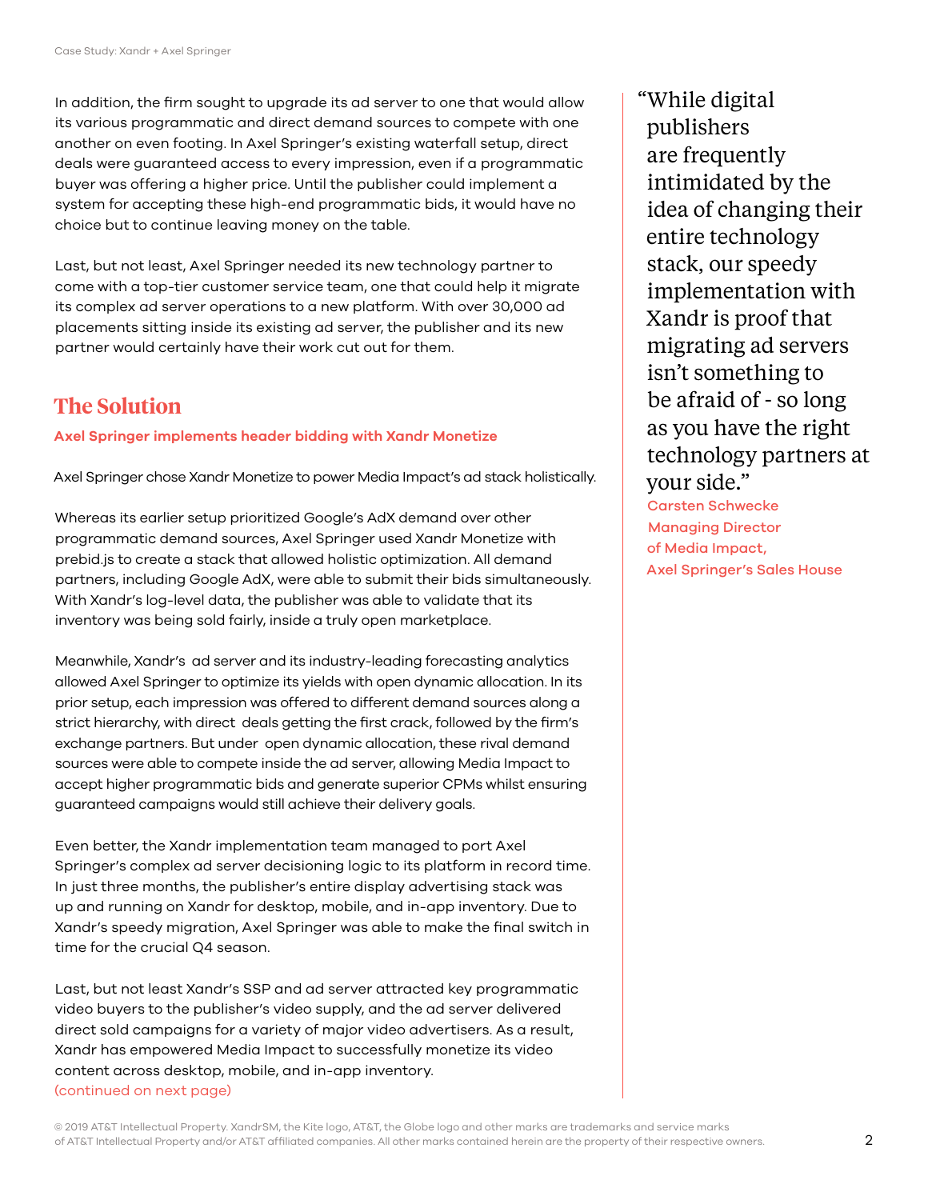In addition, the firm sought to upgrade its ad server to one that would allow its various programmatic and direct demand sources to compete with one another on even footing. In Axel Springer's existing waterfall setup, direct deals were guaranteed access to every impression, even if a programmatic buyer was offering a higher price. Until the publisher could implement a system for accepting these high-end programmatic bids, it would have no choice but to continue leaving money on the table.

Last, but not least, Axel Springer needed its new technology partner to come with a top-tier customer service team, one that could help it migrate its complex ad server operations to a new platform. With over 30,000 ad placements sitting inside its existing ad server, the publisher and its new partner would certainly have their work cut out for them.

## The Solution

**Axel Springer implements header bidding with Xandr Monetize**

Axel Springer chose Xandr Monetize to power Media Impact's ad stack holistically.

Whereas its earlier setup prioritized Google's AdX demand over other programmatic demand sources, Axel Springer used Xandr Monetize with prebid.js to create a stack that allowed holistic optimization. All demand partners, including Google AdX, were able to submit their bids simultaneously. With Xandr's log-level data, the publisher was able to validate that its inventory was being sold fairly, inside a truly open marketplace.

Meanwhile, Xandr's ad server and its industry-leading forecasting analytics allowed Axel Springer to optimize its yields with open dynamic allocation. In its prior setup, each impression was offered to different demand sources along a strict hierarchy, with direct deals getting the first crack, followed by the firm's exchange partners. But under open dynamic allocation, these rival demand sources were able to compete inside the ad server, allowing Media Impact to accept higher programmatic bids and generate superior CPMs whilst ensuring guaranteed campaigns would still achieve their delivery goals.

Even better, the Xandr implementation team managed to port Axel Springer's complex ad server decisioning logic to its platform in record time. In just three months, the publisher's entire display advertising stack was up and running on Xandr for desktop, mobile, and in-app inventory. Due to Xandr's speedy migration, Axel Springer was able to make the final switch in time for the crucial Q4 season.

Last, but not least Xandr's SSP and ad server attracted key programmatic video buyers to the publisher's video supply, and the ad server delivered direct sold campaigns for a variety of major video advertisers. As a result, Xandr has empowered Media Impact to successfully monetize its video content across desktop, mobile, and in-app inventory.

(continued on next page)

> "While digital publishers are frequently intimidated by the idea of changing their entire technology stack, our speedy implementation with Xandr is proof that migrating ad servers isn't something to be afraid of - so long as you have the right technology partners at your side."
>
> Carsten Schwecke
> Managing Director of Media Impact, Axel Springer's Sales House

© 2019 AT&T Intellectual Property. XandrSM, the Kite logo, AT&T, the Globe logo and other marks are trademarks and service marks of AT&T Intellectual Property and/or AT&T affiliated companies. All other marks contained herein are the property of their respective owners.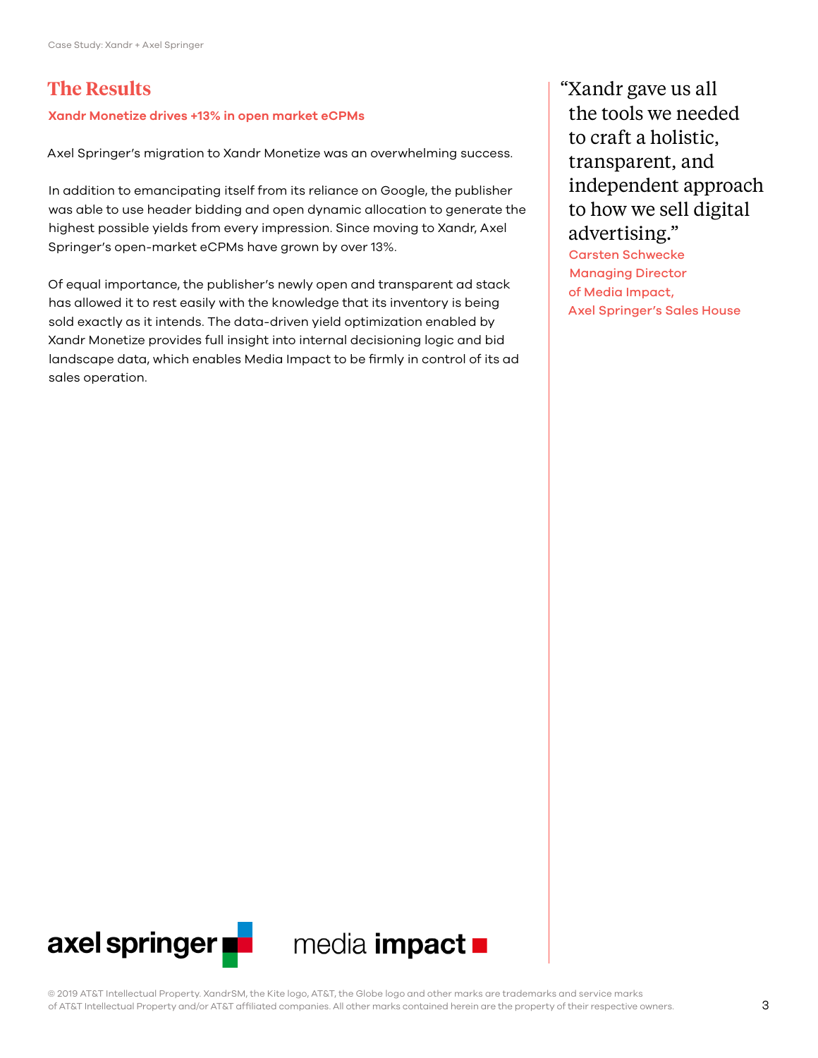## The Results

### Xandr Monetize drives +13% in open market eCPMs

Axel Springer's migration to Xandr Monetize was an overwhelming success.

In addition to emancipating itself from its reliance on Google, the publisher was able to use header bidding and open dynamic allocation to generate the highest possible yields from every impression. Since moving to Xandr, Axel Springer's open-market eCPMs have grown by over 13%.

Of equal importance, the publisher's newly open and transparent ad stack has allowed it to rest easily with the knowledge that its inventory is being sold exactly as it intends. The data-driven yield optimization enabled by Xandr Monetize provides full insight into internal decisioning logic and bid landscape data, which enables Media Impact to be firmly in control of its ad sales operation.

> "Xandr gave us all the tools we needed to craft a holistic, transparent, and independent approach to how we sell digital advertising."
>
> Carsten Schwecke
> Managing Director of Media Impact,
> Axel Springer's Sales House

axel springer

media impact

© 2019 AT&T Intellectual Property. XandrSM, the Kite logo, AT&T, the Globe logo and other marks are trademarks and service marks of AT&T Intellectual Property and/or AT&T affiliated companies. All other marks contained herein are the property of their respective owners.